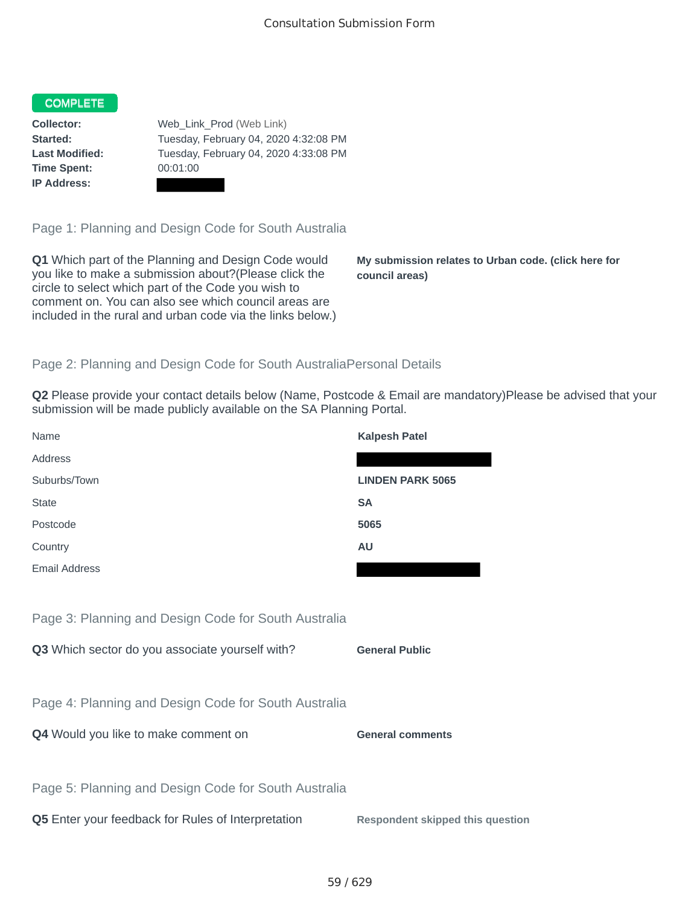# Consultation Submission Form

**COMPLETE**

**Collector:** Web_Link_Prod (Web Link)
**Started:** Tuesday, February 04, 2020 4:32:08 PM
**Last Modified:** Tuesday, February 04, 2020 4:33:08 PM
**Time Spent:** 00:01:00
**IP Address:**

## Page 1: Planning and Design Code for South Australia

**Q1** Which part of the Planning and Design Code would you like to make a submission about?(Please click the circle to select which part of the Code you wish to comment on. You can also see which council areas are included in the rural and urban code via the links below.)

**My submission relates to Urban code. (click here for council areas)**

## Page 2: Planning and Design Code for South AustraliaPersonal Details

**Q2** Please provide your contact details below (Name, Postcode & Email are mandatory)Please be advised that your submission will be made publicly available on the SA Planning Portal.

| | |
|---|---|
| Name | **Kalpesh Patel** |
| Address | |
| Suburbs/Town | **LINDEN PARK 5065** |
| State | **SA** |
| Postcode | **5065** |
| Country | **AU** |
| Email Address | |

## Page 3: Planning and Design Code for South Australia

**Q3** Which sector do you associate yourself with?

**General Public**

## Page 4: Planning and Design Code for South Australia

**Q4** Would you like to make comment on

**General comments**

## Page 5: Planning and Design Code for South Australia

**Q5** Enter your feedback for Rules of Interpretation

**Respondent skipped this question**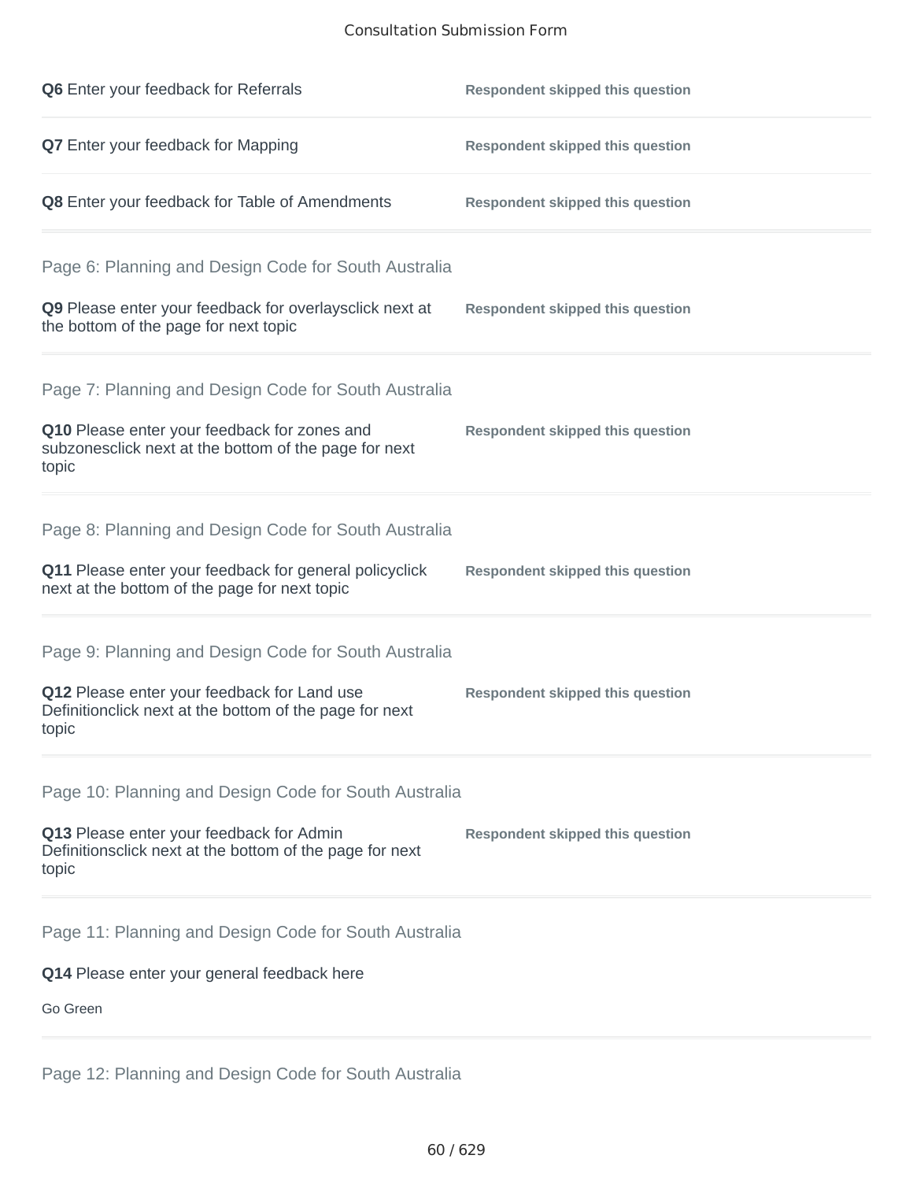**Q6** Enter your feedback for Referrals

Respondent skipped this question

**Q7** Enter your feedback for Mapping

Respondent skipped this question

**Q8** Enter your feedback for Table of Amendments

Respondent skipped this question

## Page 6: Planning and Design Code for South Australia

**Q9** Please enter your feedback for overlaysclick next at the bottom of the page for next topic

Respondent skipped this question

## Page 7: Planning and Design Code for South Australia

**Q10** Please enter your feedback for zones and subzonesclick next at the bottom of the page for next topic

Respondent skipped this question

## Page 8: Planning and Design Code for South Australia

**Q11** Please enter your feedback for general policyclick next at the bottom of the page for next topic

Respondent skipped this question

## Page 9: Planning and Design Code for South Australia

**Q12** Please enter your feedback for Land use Definitionclick next at the bottom of the page for next topic

Respondent skipped this question

## Page 10: Planning and Design Code for South Australia

**Q13** Please enter your feedback for Admin Definitionsclick next at the bottom of the page for next topic

Respondent skipped this question

## Page 11: Planning and Design Code for South Australia

**Q14** Please enter your general feedback here

Go Green

## Page 12: Planning and Design Code for South Australia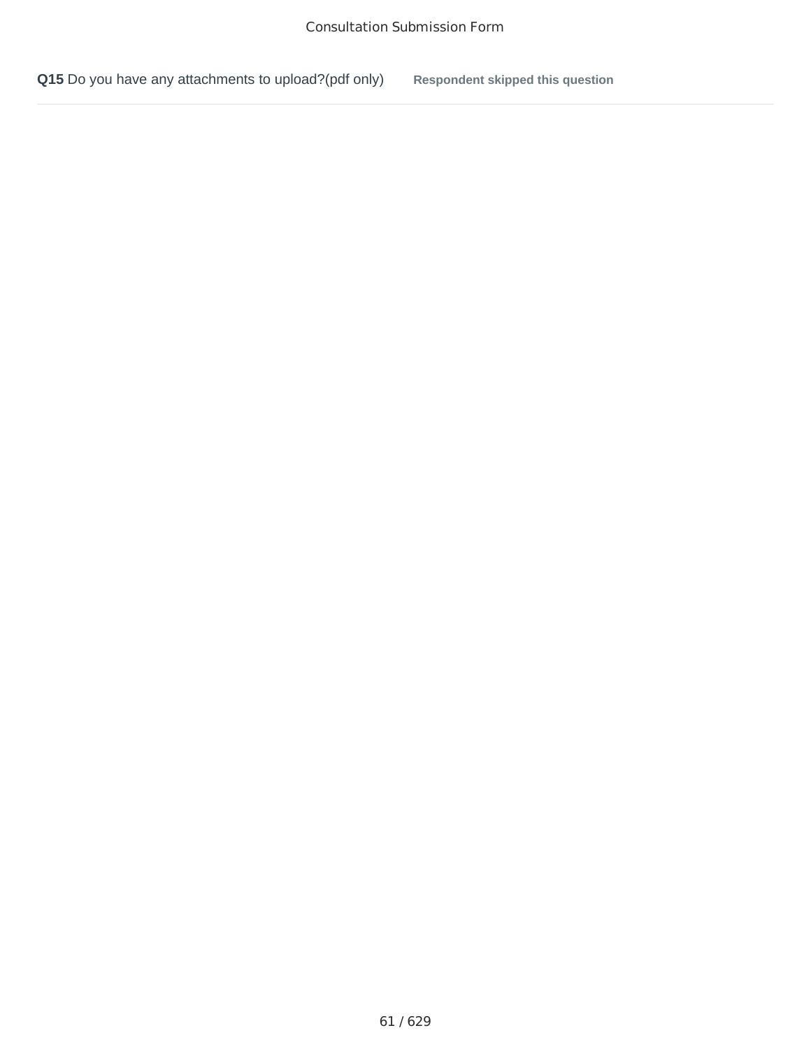**Q15** Do you have any attachments to upload?(pdf only) **Respondent skipped this question**